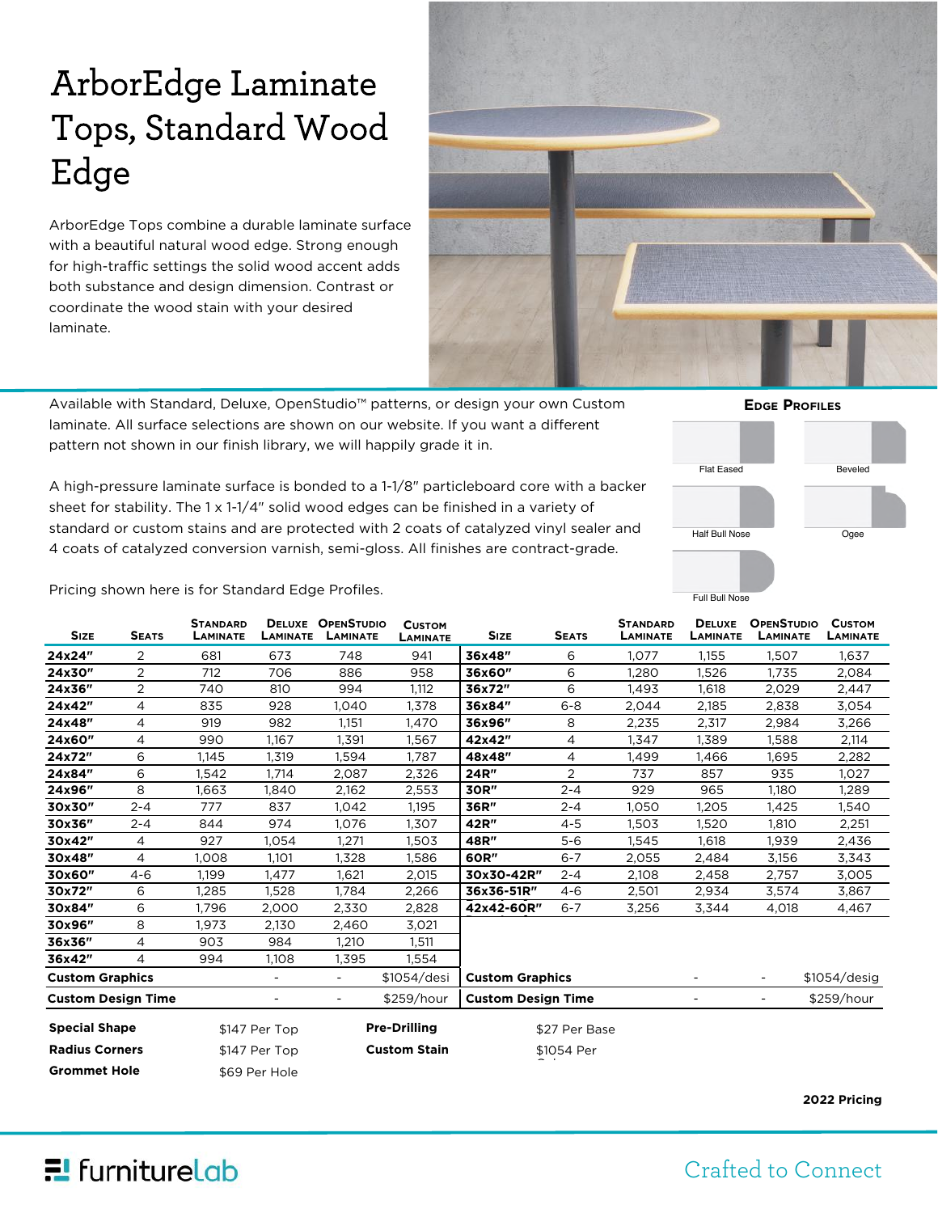# ArborEdge Laminate Tops, Standard Wood Edge

ArborEdge Tops combine a durable laminate surface with a beautiful natural wood edge. Strong enough for high-traffic settings the solid wood accent adds both substance and design dimension. Contrast or coordinate the wood stain with your desired laminate.

Available with Standard, Deluxe, OpenStudio™ patterns, or design your own Custom laminate. All surface selections are shown on our website. If you want a different pattern not shown in our finish library, we will happily grade it in.

A high-pressure laminate surface is bonded to a 1-1/8" particleboard core with a backer sheet for stability. The 1 x 1-1/4" solid wood edges can be finished in a variety of standard or custom stains and are protected with 2 coats of catalyzed vinyl sealer and 4 coats of catalyzed conversion varnish, semi-gloss. All finishes are contract-grade.

Pricing shown here is for Standard Edge Profiles.

**Edge Profiles**

- Flat Eased
- Beveled
- Half Bull Nose
- Ogee
- Full Bull Nose

| Size | Seats | Standard Laminate | Deluxe Laminate | OpenStudio Laminate | Custom Laminate |
|---|---|---|---|---|---|
| **24x24"** | 2 | 681 | 673 | 748 | 941 |
| **24x30"** | 2 | 712 | 706 | 886 | 958 |
| **24x36"** | 2 | 740 | 810 | 994 | 1,112 |
| **24x42"** | 4 | 835 | 928 | 1,040 | 1,378 |
| **24x48"** | 4 | 919 | 982 | 1,151 | 1,470 |
| **24x60"** | 4 | 990 | 1,167 | 1,391 | 1,567 |
| **24x72"** | 6 | 1,145 | 1,319 | 1,594 | 1,787 |
| **24x84"** | 6 | 1,542 | 1,714 | 2,087 | 2,326 |
| **24x96"** | 8 | 1,663 | 1,840 | 2,162 | 2,553 |
| **30x30"** | 2-4 | 777 | 837 | 1,042 | 1,195 |
| **30x36"** | 2-4 | 844 | 974 | 1,076 | 1,307 |
| **30x42"** | 4 | 927 | 1,054 | 1,271 | 1,503 |
| **30x48"** | 4 | 1,008 | 1,101 | 1,328 | 1,586 |
| **30x60"** | 4-6 | 1,199 | 1,477 | 1,621 | 2,015 |
| **30x72"** | 6 | 1,285 | 1,528 | 1,784 | 2,266 |
| **30x84"** | 6 | 1,796 | 2,000 | 2,330 | 2,828 |
| **30x96"** | 8 | 1,973 | 2,130 | 2,460 | 3,021 |
| **36x36"** | 4 | 903 | 984 | 1,210 | 1,511 |
| **36x42"** | 4 | 994 | 1,108 | 1,395 | 1,554 |
| **Custom Graphics** | | | - | - | $1054/desi |
| **Custom Design Time** | | | - | - | $259/hour |

| Size | Seats | Standard Laminate | Deluxe Laminate | OpenStudio Laminate | Custom Laminate |
|---|---|---|---|---|---|
| **36x48"** | 6 | 1,077 | 1,155 | 1,507 | 1,637 |
| **36x60"** | 6 | 1,280 | 1,526 | 1,735 | 2,084 |
| **36x72"** | 6 | 1,493 | 1,618 | 2,029 | 2,447 |
| **36x84"** | 6-8 | 2,044 | 2,185 | 2,838 | 3,054 |
| **36x96"** | 8 | 2,235 | 2,317 | 2,984 | 3,266 |
| **42x42"** | 4 | 1,347 | 1,389 | 1,588 | 2,114 |
| **48x48"** | 4 | 1,499 | 1,466 | 1,695 | 2,282 |
| **24R"** | 2 | 737 | 857 | 935 | 1,027 |
| **30R"** | 2-4 | 929 | 965 | 1,180 | 1,289 |
| **36R"** | 2-4 | 1,050 | 1,205 | 1,425 | 1,540 |
| **42R"** | 4-5 | 1,503 | 1,520 | 1,810 | 2,251 |
| **48R"** | 5-6 | 1,545 | 1,618 | 1,939 | 2,436 |
| **60R"** | 6-7 | 2,055 | 2,484 | 3,156 | 3,343 |
| **30x30-42R"** | 2-4 | 2,108 | 2,458 | 2,757 | 3,005 |
| **36x36-51R"** | 4-6 | 2,501 | 2,934 | 3,574 | 3,867 |
| **42x42-60R"** | 6-7 | 3,256 | 3,344 | 4,018 | 4,467 |
| **Custom Graphics** | | | - | - | $1054/desig |
| **Custom Design Time** | | | - | - | $259/hour |

| | | | |
|---|---|---|---|
| **Special Shape** | $147 Per Top | **Pre-Drilling** | $27 Per Base |
| **Radius Corners** | $147 Per Top | **Custom Stain** | $1054 Per |
| **Grommet Hole** | $69 Per Hole | | |

**2022 Pricing**

furniturelab

Crafted to Connect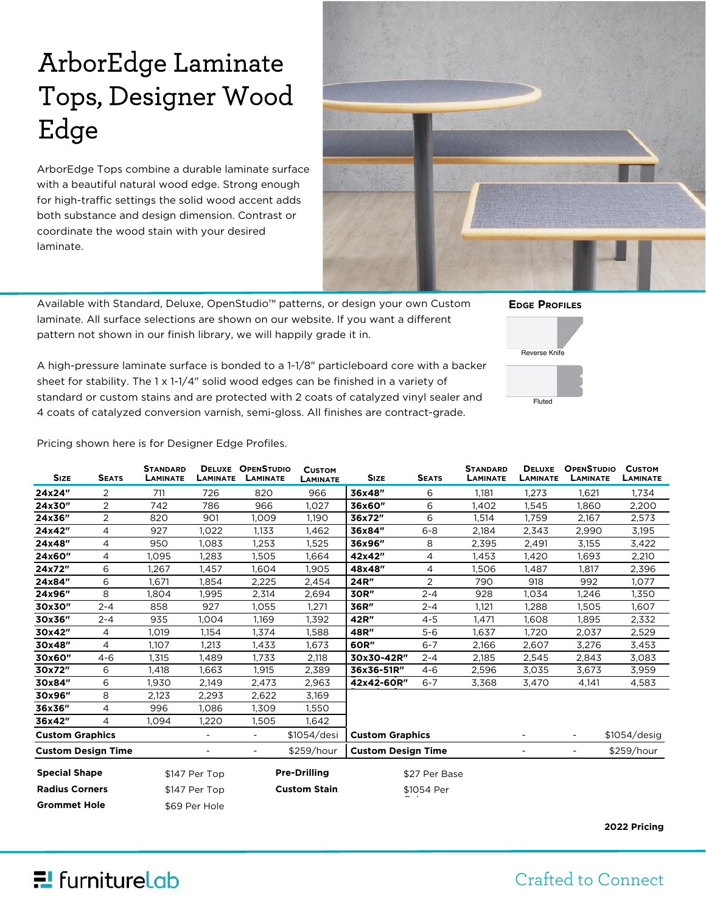# ArborEdge Laminate Tops, Designer Wood Edge

ArborEdge Tops combine a durable laminate surface with a beautiful natural wood edge. Strong enough for high-traffic settings the solid wood accent adds both substance and design dimension. Contrast or coordinate the wood stain with your desired laminate.

Available with Standard, Deluxe, OpenStudio™ patterns, or design your own Custom laminate. All surface selections are shown on our website. If you want a different pattern not shown in our finish library, we will happily grade it in.

A high-pressure laminate surface is bonded to a 1-1/8" particleboard core with a backer sheet for stability. The 1 x 1-1/4" solid wood edges can be finished in a variety of standard or custom stains and are protected with 2 coats of catalyzed vinyl sealer and 4 coats of catalyzed conversion varnish, semi-gloss. All finishes are contract-grade.

**Edge Profiles**

Reverse Knife

Fluted

Pricing shown here is for Designer Edge Profiles.

| Size | Seats | Standard Laminate | Deluxe Laminate | OpenStudio Laminate | Custom Laminate | Size | Seats | Standard Laminate | Deluxe Laminate | OpenStudio Laminate | Custom Laminate |
|---|---|---|---|---|---|---|---|---|---|---|---|
| **24x24"** | 2 | 711 | 726 | 820 | 966 | **36x48"** | 6 | 1,181 | 1,273 | 1,621 | 1,734 |
| **24x30"** | 2 | 742 | 786 | 966 | 1,027 | **36x60"** | 6 | 1,402 | 1,545 | 1,860 | 2,200 |
| **24x36"** | 2 | 820 | 901 | 1,009 | 1,190 | **36x72"** | 6 | 1,514 | 1,759 | 2,167 | 2,573 |
| **24x42"** | 4 | 927 | 1,022 | 1,133 | 1,462 | **36x84"** | 6-8 | 2,184 | 2,343 | 2,990 | 3,195 |
| **24x48"** | 4 | 950 | 1,083 | 1,253 | 1,525 | **36x96"** | 8 | 2,395 | 2,491 | 3,155 | 3,422 |
| **24x60"** | 4 | 1,095 | 1,283 | 1,505 | 1,664 | **42x42"** | 4 | 1,453 | 1,420 | 1,693 | 2,210 |
| **24x72"** | 6 | 1,267 | 1,457 | 1,604 | 1,905 | **48x48"** | 4 | 1,506 | 1,487 | 1,817 | 2,396 |
| **24x84"** | 6 | 1,671 | 1,854 | 2,225 | 2,454 | **24R"** | 2 | 790 | 918 | 992 | 1,077 |
| **24x96"** | 8 | 1,804 | 1,995 | 2,314 | 2,694 | **30R"** | 2-4 | 928 | 1,034 | 1,246 | 1,350 |
| **30x30"** | 2-4 | 858 | 927 | 1,055 | 1,271 | **36R"** | 2-4 | 1,121 | 1,288 | 1,505 | 1,607 |
| **30x36"** | 2-4 | 935 | 1,004 | 1,169 | 1,392 | **42R"** | 4-5 | 1,471 | 1,608 | 1,895 | 2,332 |
| **30x42"** | 4 | 1,019 | 1,154 | 1,374 | 1,588 | **48R"** | 5-6 | 1,637 | 1,720 | 2,037 | 2,529 |
| **30x48"** | 4 | 1,107 | 1,213 | 1,433 | 1,673 | **60R"** | 6-7 | 2,166 | 2,607 | 3,276 | 3,453 |
| **30x60"** | 4-6 | 1,315 | 1,489 | 1,733 | 2,118 | **30x30-42R"** | 2-4 | 2,185 | 2,545 | 2,843 | 3,083 |
| **30x72"** | 6 | 1,418 | 1,663 | 1,915 | 2,389 | **36x36-51R"** | 4-6 | 2,596 | 3,035 | 3,673 | 3,959 |
| **30x84"** | 6 | 1,930 | 2,149 | 2,473 | 2,963 | **42x42-60R"** | 6-7 | 3,368 | 3,470 | 4,141 | 4,583 |
| **30x96"** | 8 | 2,123 | 2,293 | 2,622 | 3,169 | | | | | | |
| **36x36"** | 4 | 996 | 1,086 | 1,309 | 1,550 | | | | | | |
| **36x42"** | 4 | 1,094 | 1,220 | 1,505 | 1,642 | | | | | | |
| **Custom Graphics** | | | - | - | $1054/desi | **Custom Graphics** | | | - | - | $1054/desig |
| **Custom Design Time** | | | - | - | $259/hour | **Custom Design Time** | | | - | - | $259/hour |

| | | | |
|---|---|---|---|
| **Special Shape** | $147 Per Top | **Pre-Drilling** | $27 Per Base |
| **Radius Corners** | $147 Per Top | **Custom Stain** | $1054 Per |
| **Grommet Hole** | $69 Per Hole | | |

**2022 Pricing**

furniturelab

Crafted to Connect